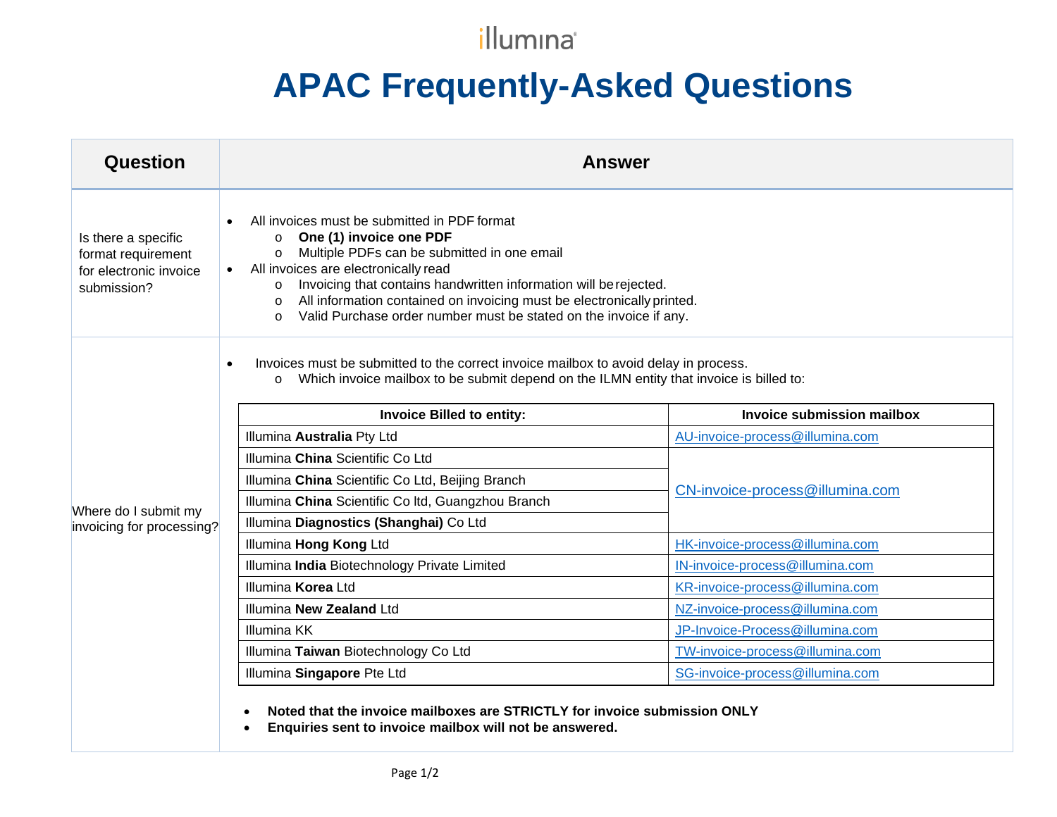illumina

# APAC Frequently-Asked Questions

| Question | Answer |
|---|---|
| Is there a specific format requirement for electronic invoice submission? | • All invoices must be submitted in PDF format<br>  o **One (1) invoice one PDF**<br>  o Multiple PDFs can be submitted in one email<br>• All invoices are electronically read<br>  o Invoicing that contains handwritten information will be rejected.<br>  o All information contained on invoicing must be electronically printed.<br>  o Valid Purchase order number must be stated on the invoice if any. |
| Where do I submit my invoicing for processing? | • Invoices must be submitted to the correct invoice mailbox to avoid delay in process.<br>  o Which invoice mailbox to be submit depend on the ILMN entity that invoice is billed to: (see table below)<br>• **Noted that the invoice mailboxes are STRICTLY for invoice submission ONLY**<br>• **Enquiries sent to invoice mailbox will not be answered.** |

| Invoice Billed to entity: | Invoice submission mailbox |
|---|---|
| Illumina **Australia** Pty Ltd | AU-invoice-process@illumina.com |
| Illumina **China** Scientific Co Ltd | CN-invoice-process@illumina.com |
| Illumina **China** Scientific Co Ltd, Beijing Branch | CN-invoice-process@illumina.com |
| Illumina **China** Scientific Co ltd, Guangzhou Branch | CN-invoice-process@illumina.com |
| Illumina **Diagnostics (Shanghai)** Co Ltd | CN-invoice-process@illumina.com |
| Illumina **Hong Kong** Ltd | HK-invoice-process@illumina.com |
| Illumina **India** Biotechnology Private Limited | IN-invoice-process@illumina.com |
| Illumina **Korea** Ltd | KR-invoice-process@illumina.com |
| Illumina **New Zealand** Ltd | NZ-invoice-process@illumina.com |
| Illumina KK | JP-Invoice-Process@illumina.com |
| Illumina **Taiwan** Biotechnology Co Ltd | TW-invoice-process@illumina.com |
| Illumina **Singapore** Pte Ltd | SG-invoice-process@illumina.com |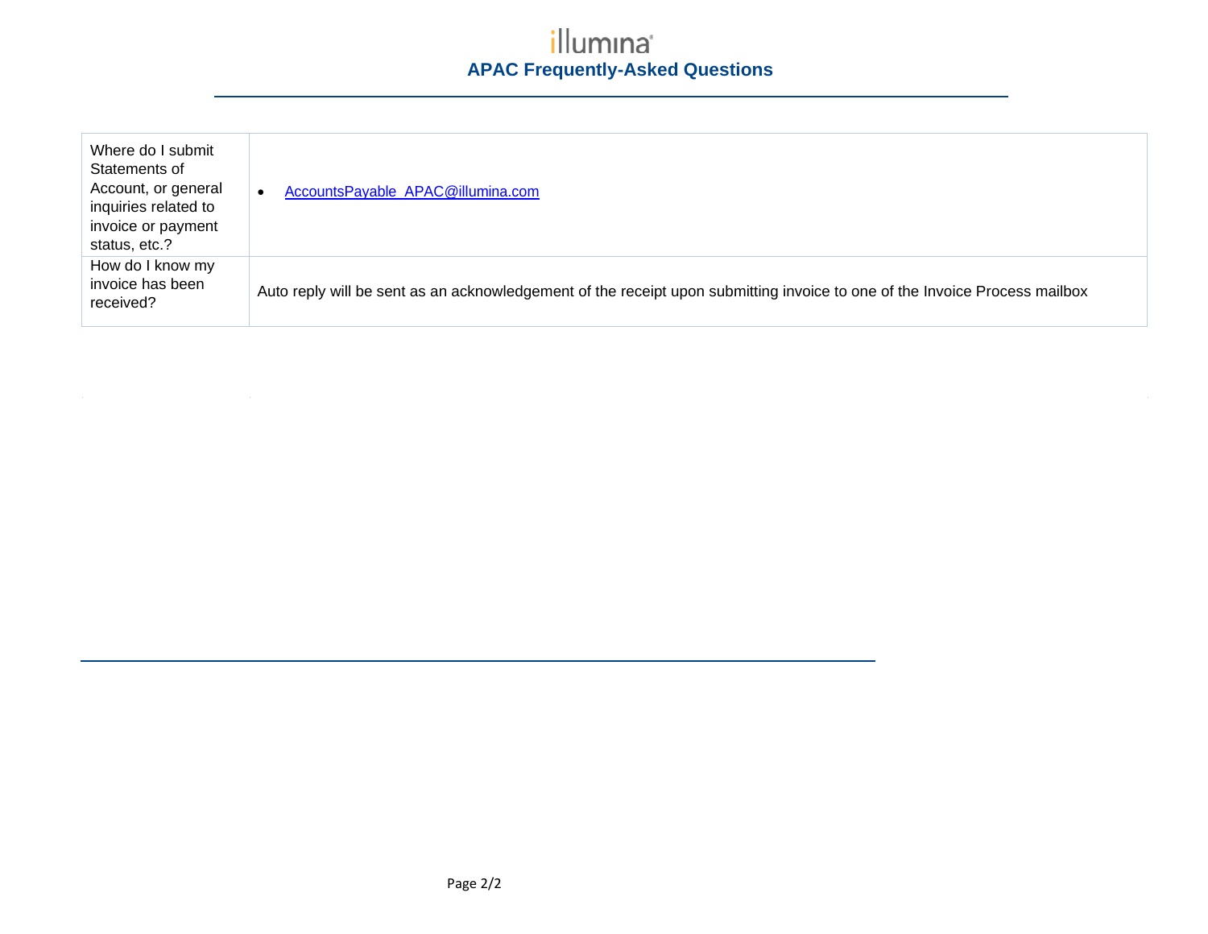| | |
|---|---|
| Where do I submit Statements of Account, or general inquiries related to invoice or payment status, etc.? | • AccountsPayable_APAC@illumina.com |
| How do I know my invoice has been received? | Auto reply will be sent as an acknowledgement of the receipt upon submitting invoice to one of the Invoice Process mailbox |